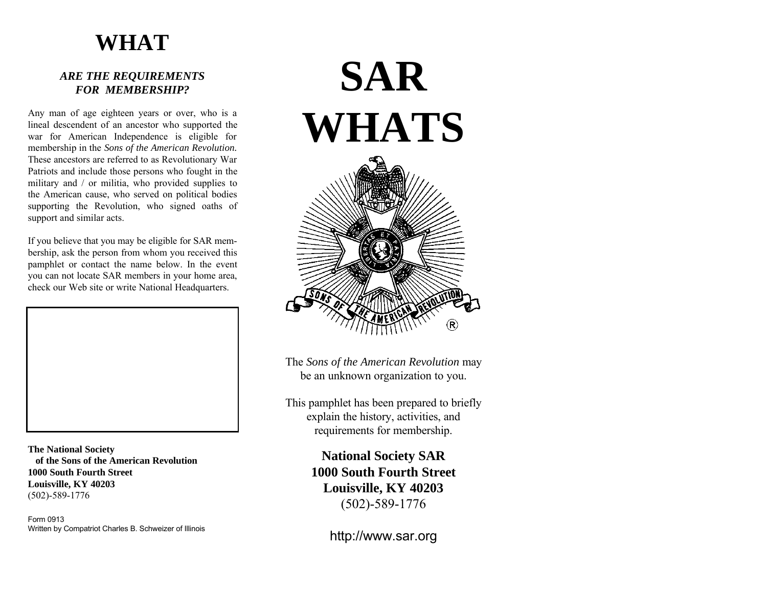# WHAT

### *ARE THE REQUIREMENTS FOR MEMBERSHIP?*

Any man of age eighteen years or over, who is a lineal descendent of an ancestor who supported the war for American Independence is eligible for membership in the *Sons of the American Revolution.* These ancestors are referred to as Revolutionary War Patriots and include those persons who fought in the military and / or militia, who provided supplies to the American cause, who served on political bodies supporting the Revolution, who signed oaths of support and similar acts.

If you believe that you may be eligible for SAR membership, ask the person from whom you received this pamphlet or contact the name below. In the event you can not locate SAR members in your home area, check our Web site or write National Headquarters.

**The National Society**
**of the Sons of the American Revolution**
**1000 South Fourth Street**
**Louisville, KY 40203**
(502)-589-1776

Form 0913
Written by Compatriot Charles B. Schweizer of Illinois

# SAR WHATS

The *Sons of the American Revolution* may be an unknown organization to you.

This pamphlet has been prepared to briefly explain the history, activities, and requirements for membership.

**National Society SAR**
**1000 South Fourth Street**
**Louisville, KY 40203**
(502)-589-1776

http://www.sar.org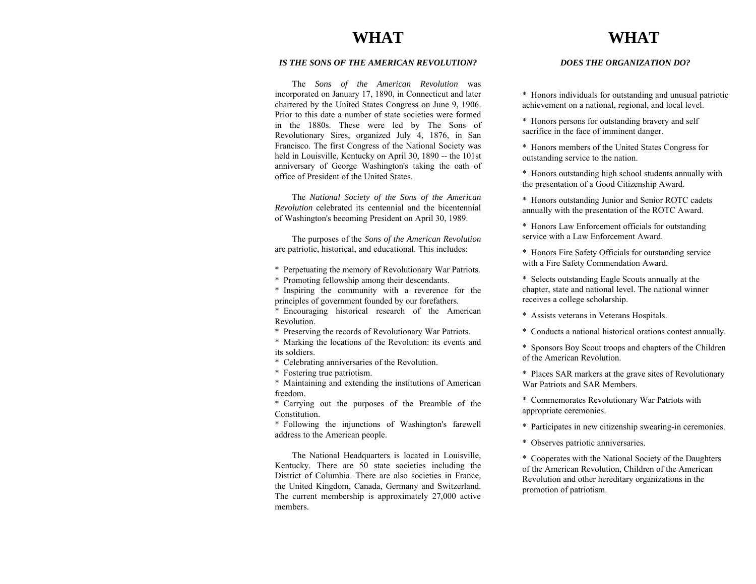# WHAT

### *IS THE SONS OF THE AMERICAN REVOLUTION?*

The *Sons of the American Revolution* was incorporated on January 17, 1890, in Connecticut and later chartered by the United States Congress on June 9, 1906. Prior to this date a number of state societies were formed in the 1880s. These were led by The Sons of Revolutionary Sires, organized July 4, 1876, in San Francisco. The first Congress of the National Society was held in Louisville, Kentucky on April 30, 1890 -- the 101st anniversary of George Washington's taking the oath of office of President of the United States.

The *National Society of the Sons of the American Revolution* celebrated its centennial and the bicentennial of Washington's becoming President on April 30, 1989.

The purposes of the *Sons of the American Revolution* are patriotic, historical, and educational. This includes:

* Perpetuating the memory of Revolutionary War Patriots.
* Promoting fellowship among their descendants.
* Inspiring the community with a reverence for the principles of government founded by our forefathers.
* Encouraging historical research of the American Revolution.
* Preserving the records of Revolutionary War Patriots.
* Marking the locations of the Revolution: its events and its soldiers.
* Celebrating anniversaries of the Revolution.
* Fostering true patriotism.
* Maintaining and extending the institutions of American freedom.
* Carrying out the purposes of the Preamble of the Constitution.
* Following the injunctions of Washington's farewell address to the American people.

The National Headquarters is located in Louisville, Kentucky. There are 50 state societies including the District of Columbia. There are also societies in France, the United Kingdom, Canada, Germany and Switzerland. The current membership is approximately 27,000 active members.

# WHAT

### *DOES THE ORGANIZATION DO?*

* Honors individuals for outstanding and unusual patriotic achievement on a national, regional, and local level.
* Honors persons for outstanding bravery and self sacrifice in the face of imminent danger.
* Honors members of the United States Congress for outstanding service to the nation.
* Honors outstanding high school students annually with the presentation of a Good Citizenship Award.
* Honors outstanding Junior and Senior ROTC cadets annually with the presentation of the ROTC Award.
* Honors Law Enforcement officials for outstanding service with a Law Enforcement Award.
* Honors Fire Safety Officials for outstanding service with a Fire Safety Commendation Award.
* Selects outstanding Eagle Scouts annually at the chapter, state and national level. The national winner receives a college scholarship.
* Assists veterans in Veterans Hospitals.
* Conducts a national historical orations contest annually.
* Sponsors Boy Scout troops and chapters of the Children of the American Revolution.
* Places SAR markers at the grave sites of Revolutionary War Patriots and SAR Members.
* Commemorates Revolutionary War Patriots with appropriate ceremonies.
* Participates in new citizenship swearing-in ceremonies.
* Observes patriotic anniversaries.
* Cooperates with the National Society of the Daughters of the American Revolution, Children of the American Revolution and other hereditary organizations in the promotion of patriotism.